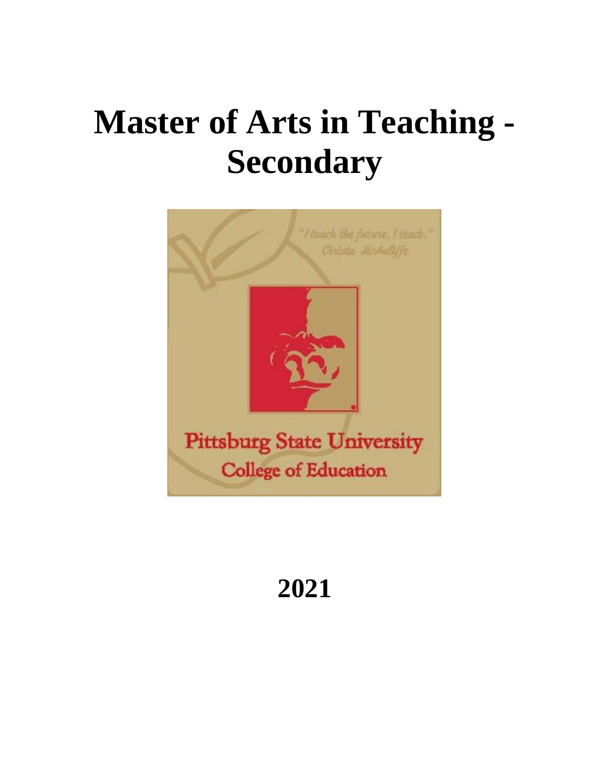# Master of Arts in Teaching - Secondary

"I teach the future. I teach."
Christa McAuliffe

Pittsburg State University
College of Education

**2021**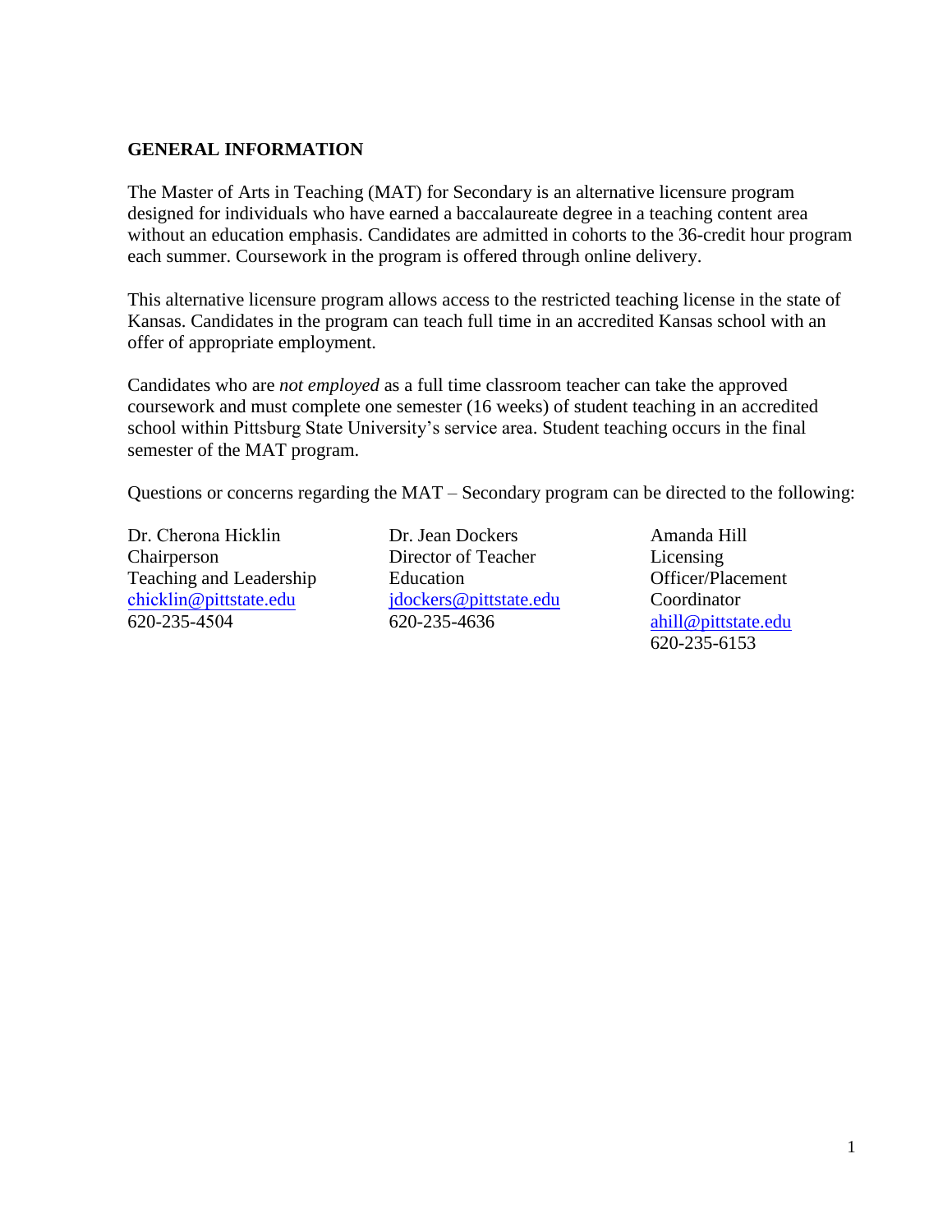## GENERAL INFORMATION

The Master of Arts in Teaching (MAT) for Secondary is an alternative licensure program designed for individuals who have earned a baccalaureate degree in a teaching content area without an education emphasis. Candidates are admitted in cohorts to the 36-credit hour program each summer. Coursework in the program is offered through online delivery.

This alternative licensure program allows access to the restricted teaching license in the state of Kansas. Candidates in the program can teach full time in an accredited Kansas school with an offer of appropriate employment.

Candidates who are *not employed* as a full time classroom teacher can take the approved coursework and must complete one semester (16 weeks) of student teaching in an accredited school within Pittsburg State University's service area. Student teaching occurs in the final semester of the MAT program.

Questions or concerns regarding the MAT – Secondary program can be directed to the following:

Dr. Cherona Hicklin
Chairperson
Teaching and Leadership
chicklin@pittstate.edu
620-235-4504

Dr. Jean Dockers
Director of Teacher Education
jdockers@pittstate.edu
620-235-4636

Amanda Hill
Licensing Officer/Placement Coordinator
ahill@pittstate.edu
620-235-6153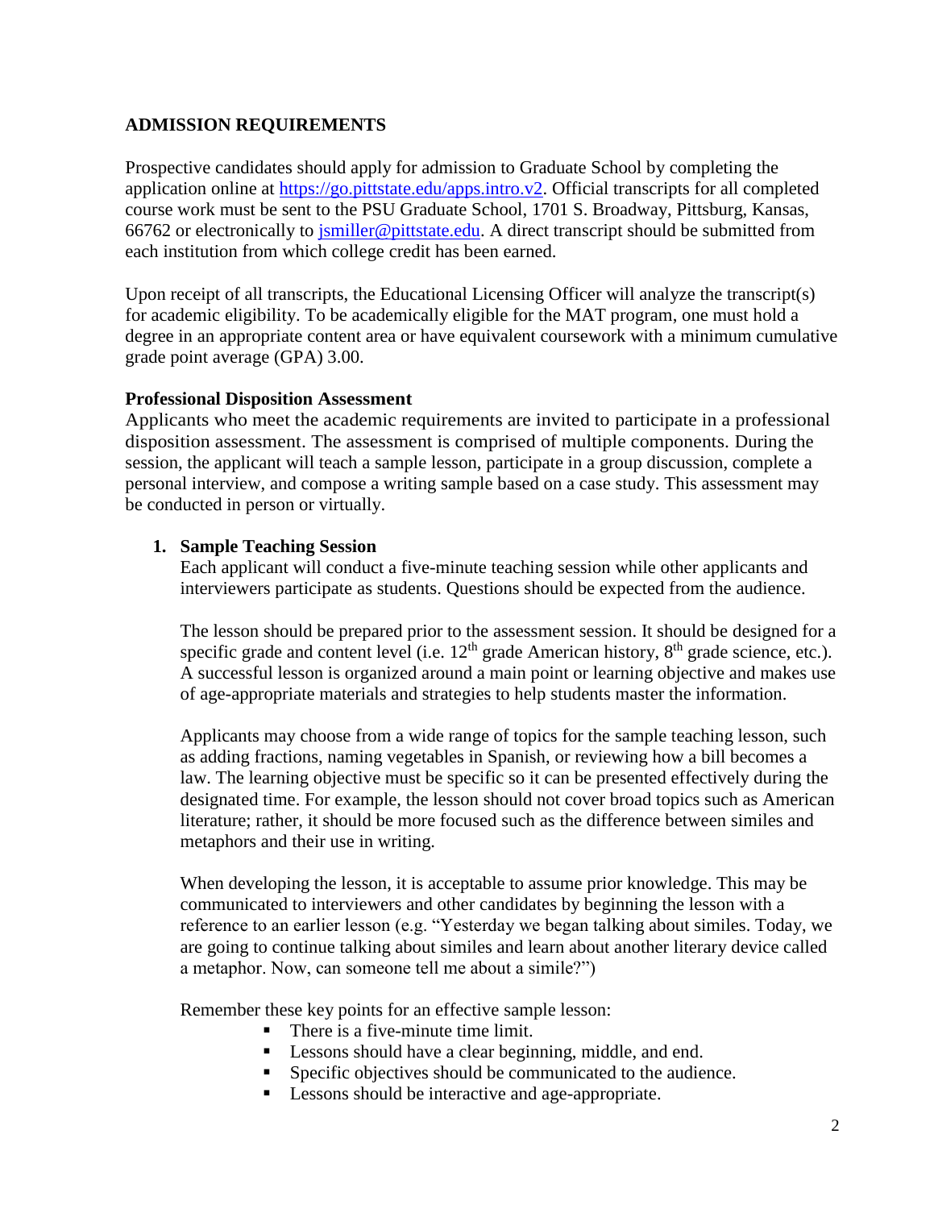## ADMISSION REQUIREMENTS

Prospective candidates should apply for admission to Graduate School by completing the application online at https://go.pittstate.edu/apps.intro.v2. Official transcripts for all completed course work must be sent to the PSU Graduate School, 1701 S. Broadway, Pittsburg, Kansas, 66762 or electronically to jsmiller@pittstate.edu. A direct transcript should be submitted from each institution from which college credit has been earned.

Upon receipt of all transcripts, the Educational Licensing Officer will analyze the transcript(s) for academic eligibility. To be academically eligible for the MAT program, one must hold a degree in an appropriate content area or have equivalent coursework with a minimum cumulative grade point average (GPA) 3.00.

### Professional Disposition Assessment

Applicants who meet the academic requirements are invited to participate in a professional disposition assessment. The assessment is comprised of multiple components. During the session, the applicant will teach a sample lesson, participate in a group discussion, complete a personal interview, and compose a writing sample based on a case study. This assessment may be conducted in person or virtually.

1. **Sample Teaching Session**

   Each applicant will conduct a five-minute teaching session while other applicants and interviewers participate as students. Questions should be expected from the audience.

   The lesson should be prepared prior to the assessment session. It should be designed for a specific grade and content level (i.e. 12th grade American history, 8th grade science, etc.). A successful lesson is organized around a main point or learning objective and makes use of age-appropriate materials and strategies to help students master the information.

   Applicants may choose from a wide range of topics for the sample teaching lesson, such as adding fractions, naming vegetables in Spanish, or reviewing how a bill becomes a law. The learning objective must be specific so it can be presented effectively during the designated time. For example, the lesson should not cover broad topics such as American literature; rather, it should be more focused such as the difference between similes and metaphors and their use in writing.

   When developing the lesson, it is acceptable to assume prior knowledge. This may be communicated to interviewers and other candidates by beginning the lesson with a reference to an earlier lesson (e.g. "Yesterday we began talking about similes. Today, we are going to continue talking about similes and learn about another literary device called a metaphor. Now, can someone tell me about a simile?")

   Remember these key points for an effective sample lesson:

   - There is a five-minute time limit.
   - Lessons should have a clear beginning, middle, and end.
   - Specific objectives should be communicated to the audience.
   - Lessons should be interactive and age-appropriate.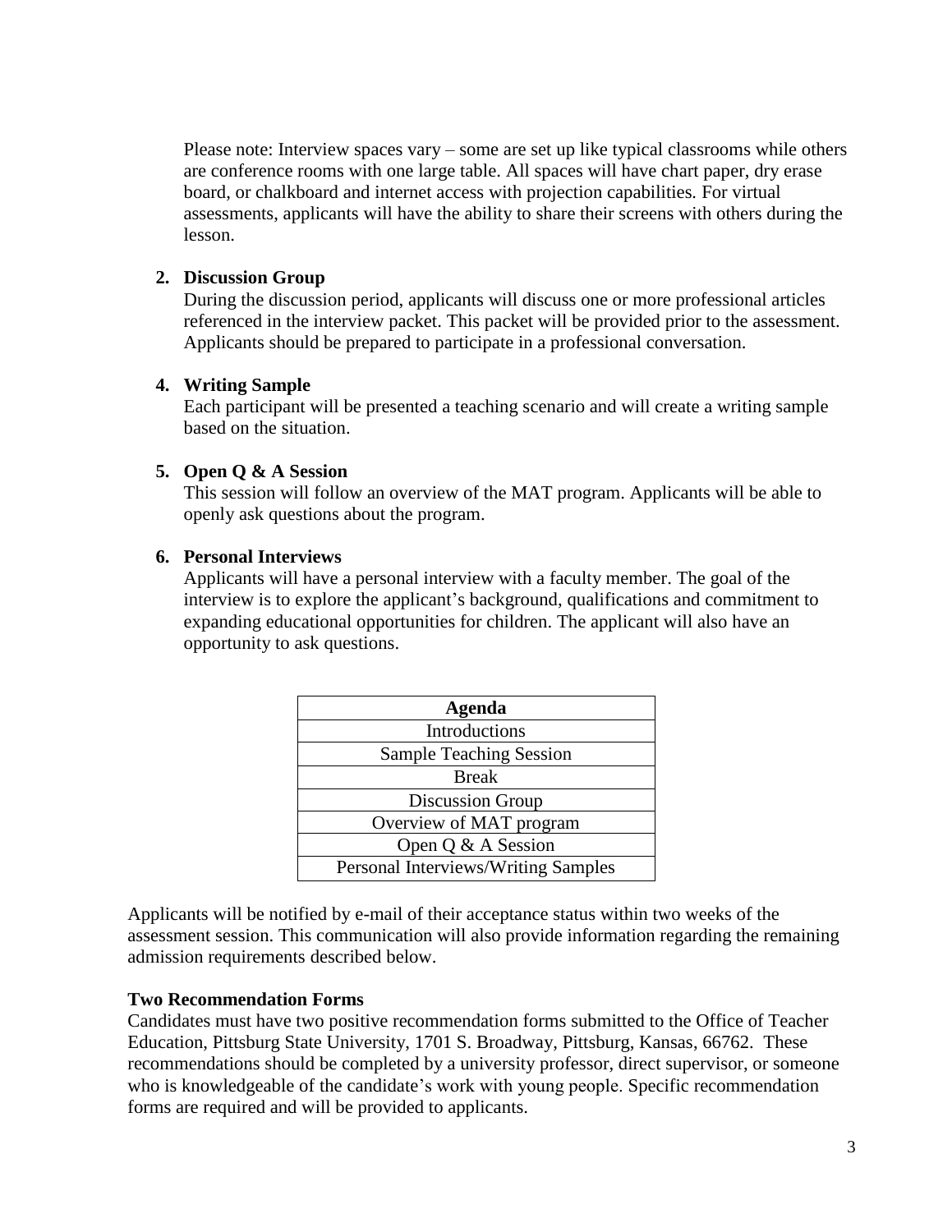Please note: Interview spaces vary – some are set up like typical classrooms while others are conference rooms with one large table. All spaces will have chart paper, dry erase board, or chalkboard and internet access with projection capabilities. For virtual assessments, applicants will have the ability to share their screens with others during the lesson.

**2. Discussion Group**

During the discussion period, applicants will discuss one or more professional articles referenced in the interview packet. This packet will be provided prior to the assessment. Applicants should be prepared to participate in a professional conversation.

**4. Writing Sample**

Each participant will be presented a teaching scenario and will create a writing sample based on the situation.

**5. Open Q & A Session**

This session will follow an overview of the MAT program. Applicants will be able to openly ask questions about the program.

**6. Personal Interviews**

Applicants will have a personal interview with a faculty member. The goal of the interview is to explore the applicant's background, qualifications and commitment to expanding educational opportunities for children. The applicant will also have an opportunity to ask questions.

| Agenda |
| --- |
| Introductions |
| Sample Teaching Session |
| Break |
| Discussion Group |
| Overview of MAT program |
| Open Q & A Session |
| Personal Interviews/Writing Samples |

Applicants will be notified by e-mail of their acceptance status within two weeks of the assessment session. This communication will also provide information regarding the remaining admission requirements described below.

**Two Recommendation Forms**

Candidates must have two positive recommendation forms submitted to the Office of Teacher Education, Pittsburg State University, 1701 S. Broadway, Pittsburg, Kansas, 66762. These recommendations should be completed by a university professor, direct supervisor, or someone who is knowledgeable of the candidate's work with young people. Specific recommendation forms are required and will be provided to applicants.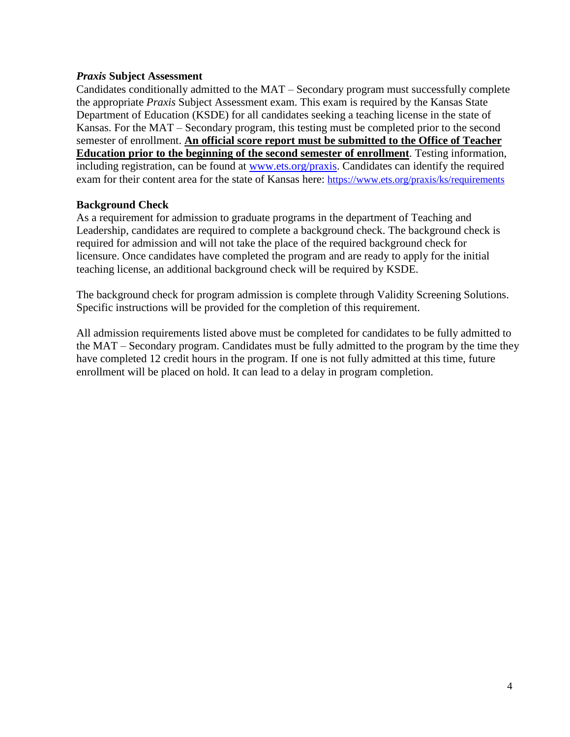### *Praxis* Subject Assessment

Candidates conditionally admitted to the MAT – Secondary program must successfully complete the appropriate *Praxis* Subject Assessment exam. This exam is required by the Kansas State Department of Education (KSDE) for all candidates seeking a teaching license in the state of Kansas. For the MAT – Secondary program, this testing must be completed prior to the second semester of enrollment. **An official score report must be submitted to the Office of Teacher Education prior to the beginning of the second semester of enrollment**. Testing information, including registration, can be found at www.ets.org/praxis. Candidates can identify the required exam for their content area for the state of Kansas here: https://www.ets.org/praxis/ks/requirements

### Background Check

As a requirement for admission to graduate programs in the department of Teaching and Leadership, candidates are required to complete a background check. The background check is required for admission and will not take the place of the required background check for licensure. Once candidates have completed the program and are ready to apply for the initial teaching license, an additional background check will be required by KSDE.

The background check for program admission is complete through Validity Screening Solutions. Specific instructions will be provided for the completion of this requirement.

All admission requirements listed above must be completed for candidates to be fully admitted to the MAT – Secondary program. Candidates must be fully admitted to the program by the time they have completed 12 credit hours in the program. If one is not fully admitted at this time, future enrollment will be placed on hold. It can lead to a delay in program completion.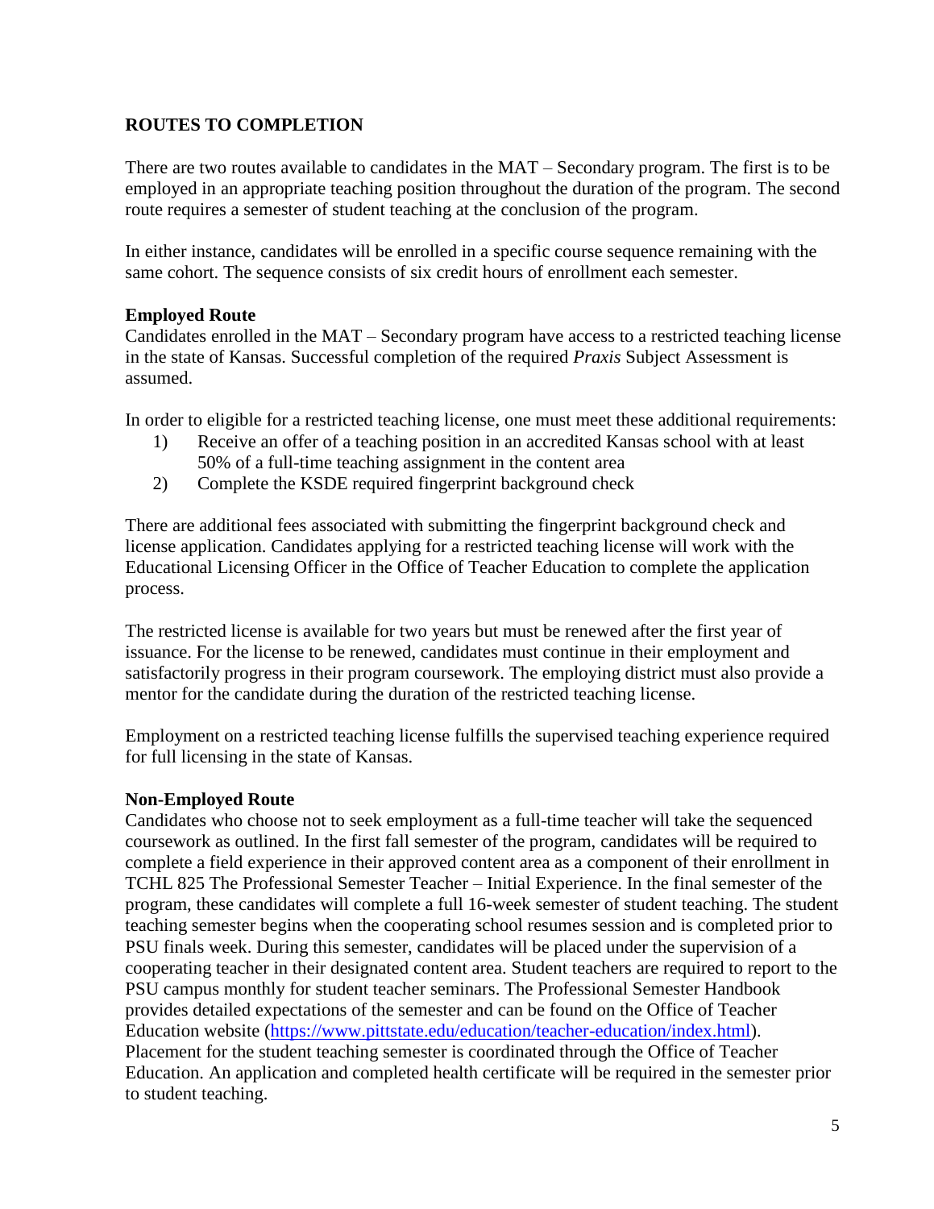## ROUTES TO COMPLETION

There are two routes available to candidates in the MAT – Secondary program. The first is to be employed in an appropriate teaching position throughout the duration of the program. The second route requires a semester of student teaching at the conclusion of the program.

In either instance, candidates will be enrolled in a specific course sequence remaining with the same cohort. The sequence consists of six credit hours of enrollment each semester.

### Employed Route

Candidates enrolled in the MAT – Secondary program have access to a restricted teaching license in the state of Kansas. Successful completion of the required *Praxis* Subject Assessment is assumed.

In order to eligible for a restricted teaching license, one must meet these additional requirements:

1) Receive an offer of a teaching position in an accredited Kansas school with at least 50% of a full-time teaching assignment in the content area
2) Complete the KSDE required fingerprint background check

There are additional fees associated with submitting the fingerprint background check and license application. Candidates applying for a restricted teaching license will work with the Educational Licensing Officer in the Office of Teacher Education to complete the application process.

The restricted license is available for two years but must be renewed after the first year of issuance. For the license to be renewed, candidates must continue in their employment and satisfactorily progress in their program coursework. The employing district must also provide a mentor for the candidate during the duration of the restricted teaching license.

Employment on a restricted teaching license fulfills the supervised teaching experience required for full licensing in the state of Kansas.

### Non-Employed Route

Candidates who choose not to seek employment as a full-time teacher will take the sequenced coursework as outlined. In the first fall semester of the program, candidates will be required to complete a field experience in their approved content area as a component of their enrollment in TCHL 825 The Professional Semester Teacher – Initial Experience. In the final semester of the program, these candidates will complete a full 16-week semester of student teaching. The student teaching semester begins when the cooperating school resumes session and is completed prior to PSU finals week. During this semester, candidates will be placed under the supervision of a cooperating teacher in their designated content area. Student teachers are required to report to the PSU campus monthly for student teacher seminars. The Professional Semester Handbook provides detailed expectations of the semester and can be found on the Office of Teacher Education website (https://www.pittstate.edu/education/teacher-education/index.html). Placement for the student teaching semester is coordinated through the Office of Teacher Education. An application and completed health certificate will be required in the semester prior to student teaching.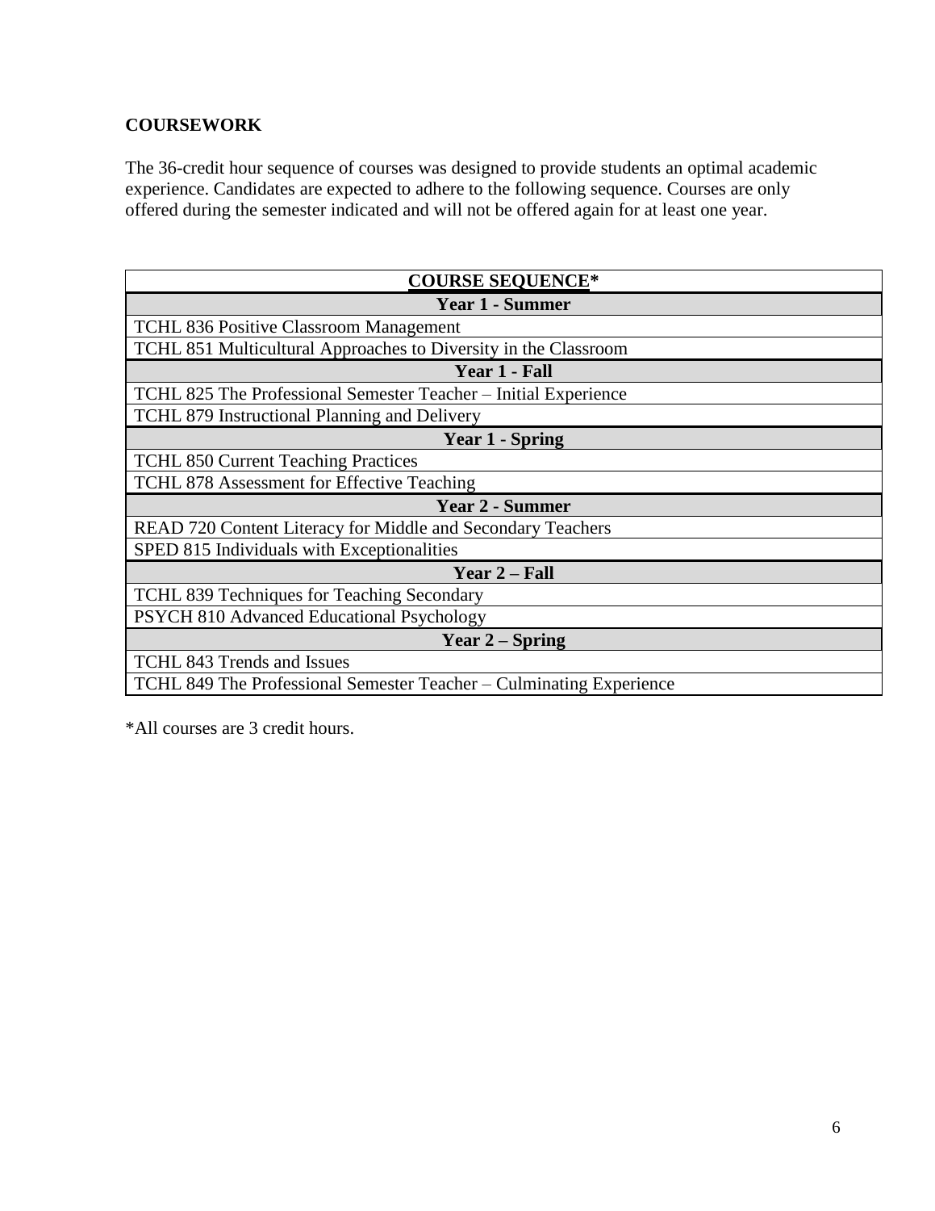## COURSEWORK

The 36-credit hour sequence of courses was designed to provide students an optimal academic experience. Candidates are expected to adhere to the following sequence. Courses are only offered during the semester indicated and will not be offered again for at least one year.

| COURSE SEQUENCE* |
|---|
| **Year 1 - Summer** |
| TCHL 836 Positive Classroom Management |
| TCHL 851 Multicultural Approaches to Diversity in the Classroom |
| **Year 1 - Fall** |
| TCHL 825 The Professional Semester Teacher – Initial Experience |
| TCHL 879 Instructional Planning and Delivery |
| **Year 1 - Spring** |
| TCHL 850 Current Teaching Practices |
| TCHL 878 Assessment for Effective Teaching |
| **Year 2 - Summer** |
| READ 720 Content Literacy for Middle and Secondary Teachers |
| SPED 815 Individuals with Exceptionalities |
| **Year 2 – Fall** |
| TCHL 839 Techniques for Teaching Secondary |
| PSYCH 810 Advanced Educational Psychology |
| **Year 2 – Spring** |
| TCHL 843 Trends and Issues |
| TCHL 849 The Professional Semester Teacher – Culminating Experience |

*All courses are 3 credit hours.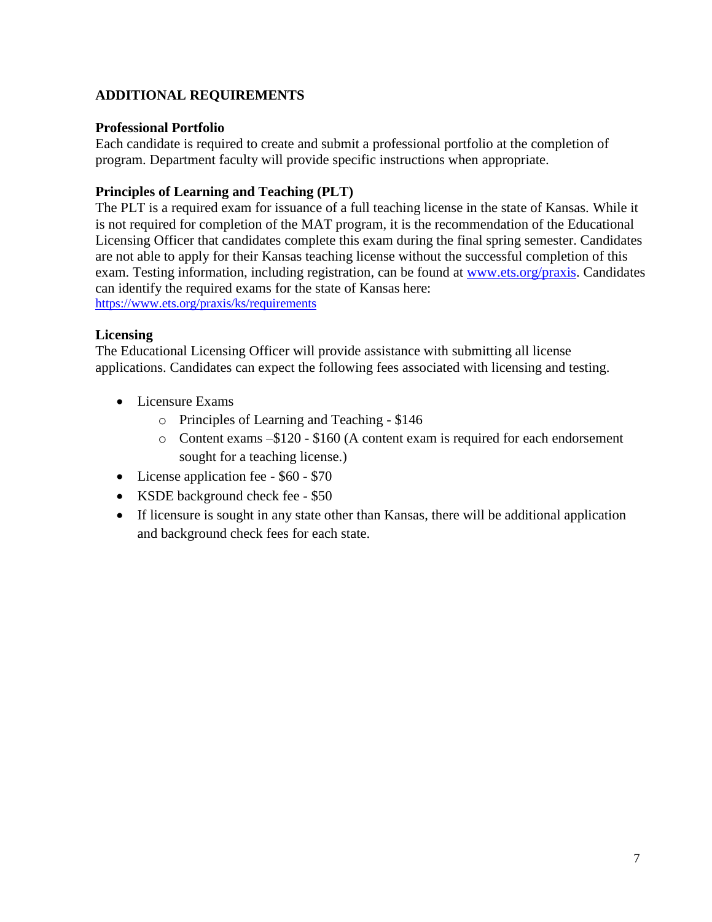## ADDITIONAL REQUIREMENTS

### Professional Portfolio

Each candidate is required to create and submit a professional portfolio at the completion of program. Department faculty will provide specific instructions when appropriate.

### Principles of Learning and Teaching (PLT)

The PLT is a required exam for issuance of a full teaching license in the state of Kansas. While it is not required for completion of the MAT program, it is the recommendation of the Educational Licensing Officer that candidates complete this exam during the final spring semester. Candidates are not able to apply for their Kansas teaching license without the successful completion of this exam. Testing information, including registration, can be found at [www.ets.org/praxis](http://www.ets.org/praxis). Candidates can identify the required exams for the state of Kansas here: [https://www.ets.org/praxis/ks/requirements](https://www.ets.org/praxis/ks/requirements)

### Licensing

The Educational Licensing Officer will provide assistance with submitting all license applications. Candidates can expect the following fees associated with licensing and testing.

- Licensure Exams
    - Principles of Learning and Teaching - $146
    - Content exams –$120 - $160 (A content exam is required for each endorsement sought for a teaching license.)
- License application fee - $60 - $70
- KSDE background check fee - $50
- If licensure is sought in any state other than Kansas, there will be additional application and background check fees for each state.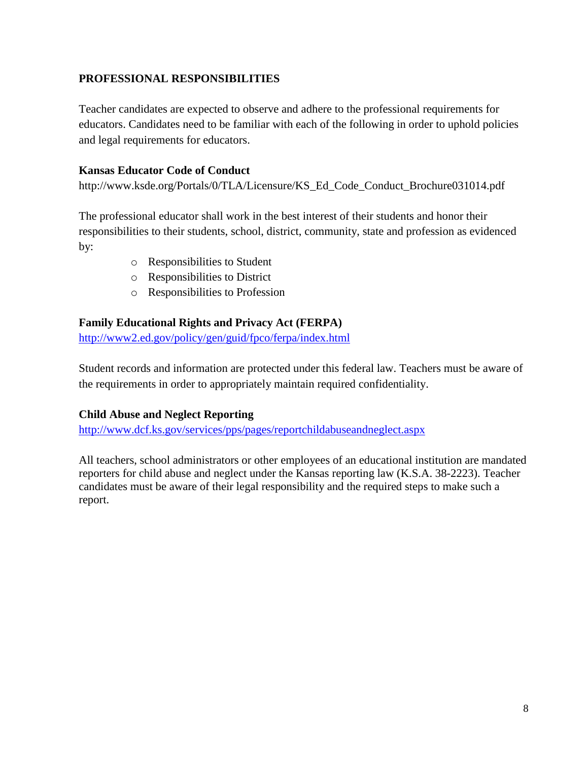## PROFESSIONAL RESPONSIBILITIES

Teacher candidates are expected to observe and adhere to the professional requirements for educators. Candidates need to be familiar with each of the following in order to uphold policies and legal requirements for educators.

### Kansas Educator Code of Conduct

http://www.ksde.org/Portals/0/TLA/Licensure/KS_Ed_Code_Conduct_Brochure031014.pdf

The professional educator shall work in the best interest of their students and honor their responsibilities to their students, school, district, community, state and profession as evidenced by:

- Responsibilities to Student
- Responsibilities to District
- Responsibilities to Profession

### Family Educational Rights and Privacy Act (FERPA)

http://www2.ed.gov/policy/gen/guid/fpco/ferpa/index.html

Student records and information are protected under this federal law. Teachers must be aware of the requirements in order to appropriately maintain required confidentiality.

### Child Abuse and Neglect Reporting

http://www.dcf.ks.gov/services/pps/pages/reportchildabuseandneglect.aspx

All teachers, school administrators or other employees of an educational institution are mandated reporters for child abuse and neglect under the Kansas reporting law (K.S.A. 38-2223). Teacher candidates must be aware of their legal responsibility and the required steps to make such a report.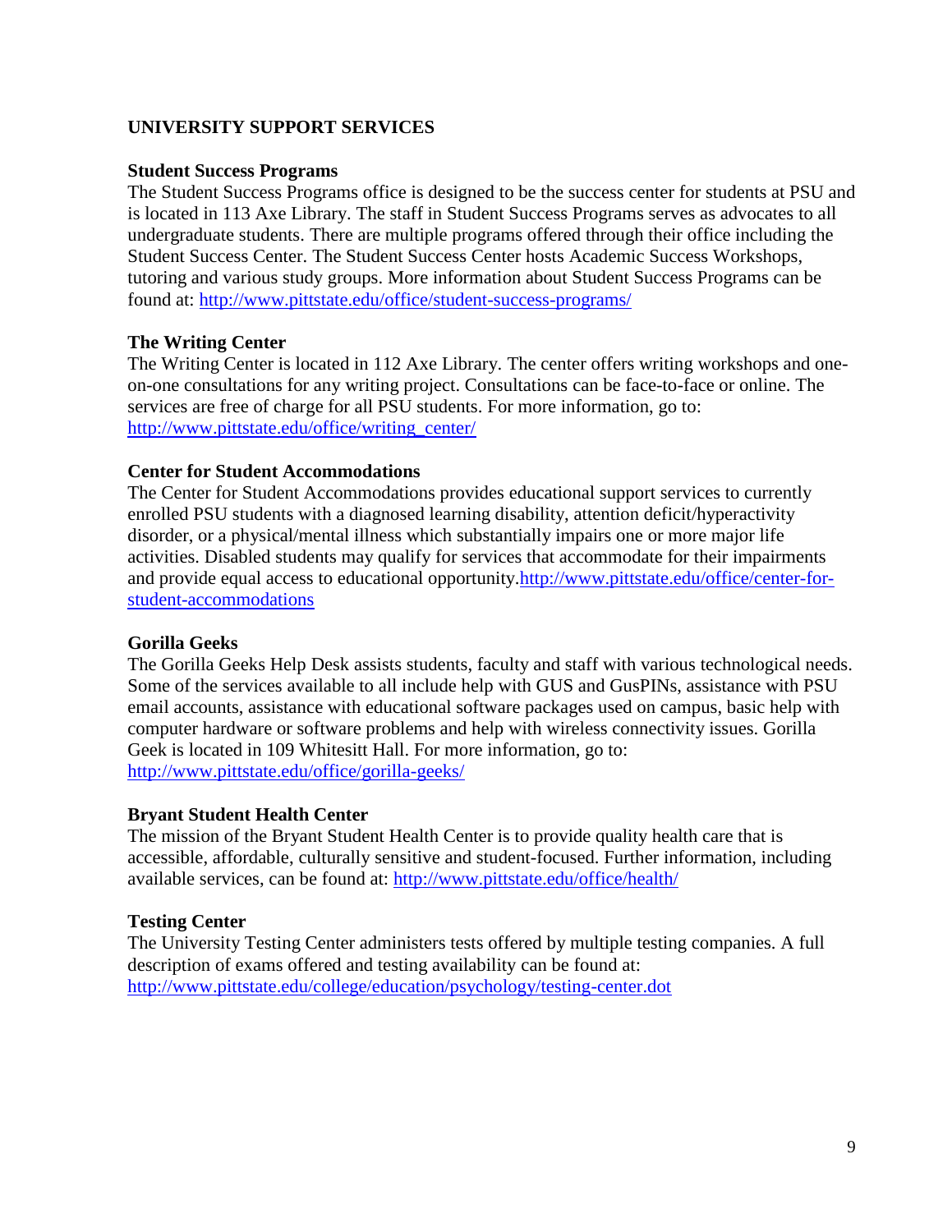## UNIVERSITY SUPPORT SERVICES

### Student Success Programs

The Student Success Programs office is designed to be the success center for students at PSU and is located in 113 Axe Library. The staff in Student Success Programs serves as advocates to all undergraduate students. There are multiple programs offered through their office including the Student Success Center. The Student Success Center hosts Academic Success Workshops, tutoring and various study groups. More information about Student Success Programs can be found at: http://www.pittstate.edu/office/student-success-programs/

### The Writing Center

The Writing Center is located in 112 Axe Library. The center offers writing workshops and one-on-one consultations for any writing project. Consultations can be face-to-face or online. The services are free of charge for all PSU students. For more information, go to: http://www.pittstate.edu/office/writing_center/

### Center for Student Accommodations

The Center for Student Accommodations provides educational support services to currently enrolled PSU students with a diagnosed learning disability, attention deficit/hyperactivity disorder, or a physical/mental illness which substantially impairs one or more major life activities. Disabled students may qualify for services that accommodate for their impairments and provide equal access to educational opportunity.http://www.pittstate.edu/office/center-for-student-accommodations

### Gorilla Geeks

The Gorilla Geeks Help Desk assists students, faculty and staff with various technological needs. Some of the services available to all include help with GUS and GusPINs, assistance with PSU email accounts, assistance with educational software packages used on campus, basic help with computer hardware or software problems and help with wireless connectivity issues. Gorilla Geek is located in 109 Whitesitt Hall. For more information, go to: http://www.pittstate.edu/office/gorilla-geeks/

### Bryant Student Health Center

The mission of the Bryant Student Health Center is to provide quality health care that is accessible, affordable, culturally sensitive and student-focused. Further information, including available services, can be found at: http://www.pittstate.edu/office/health/

### Testing Center

The University Testing Center administers tests offered by multiple testing companies. A full description of exams offered and testing availability can be found at: http://www.pittstate.edu/college/education/psychology/testing-center.dot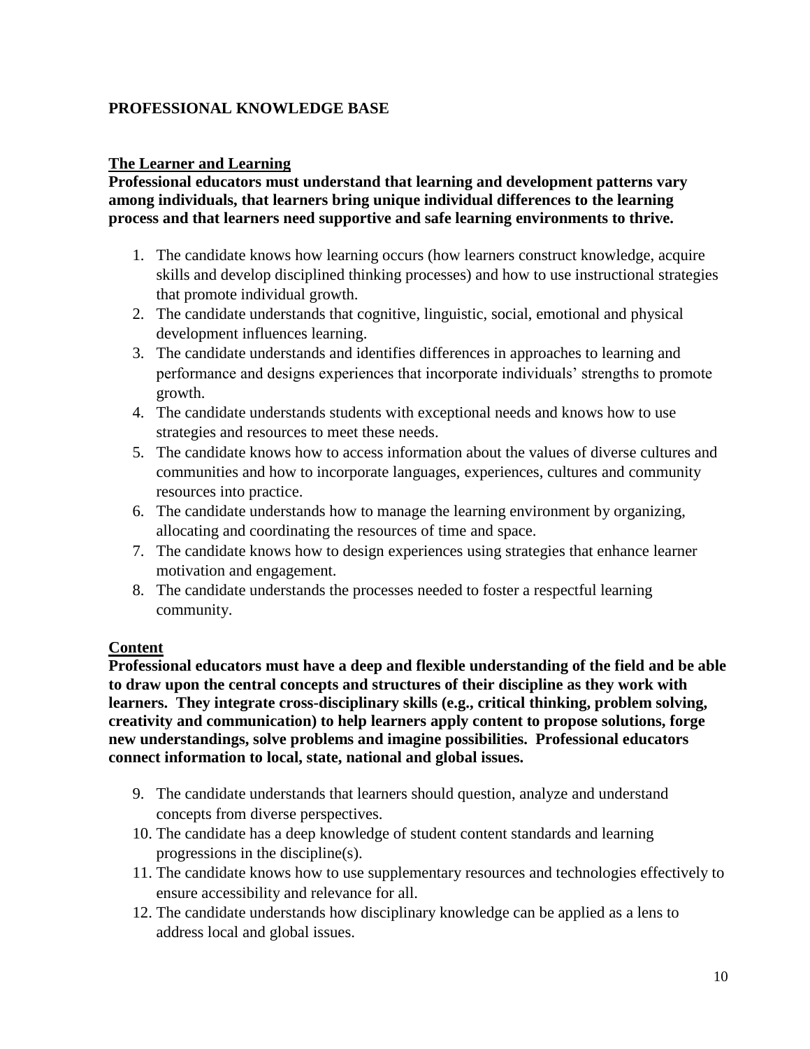## PROFESSIONAL KNOWLEDGE BASE

### The Learner and Learning

**Professional educators must understand that learning and development patterns vary among individuals, that learners bring unique individual differences to the learning process and that learners need supportive and safe learning environments to thrive.**

1. The candidate knows how learning occurs (how learners construct knowledge, acquire skills and develop disciplined thinking processes) and how to use instructional strategies that promote individual growth.
2. The candidate understands that cognitive, linguistic, social, emotional and physical development influences learning.
3. The candidate understands and identifies differences in approaches to learning and performance and designs experiences that incorporate individuals' strengths to promote growth.
4. The candidate understands students with exceptional needs and knows how to use strategies and resources to meet these needs.
5. The candidate knows how to access information about the values of diverse cultures and communities and how to incorporate languages, experiences, cultures and community resources into practice.
6. The candidate understands how to manage the learning environment by organizing, allocating and coordinating the resources of time and space.
7. The candidate knows how to design experiences using strategies that enhance learner motivation and engagement.
8. The candidate understands the processes needed to foster a respectful learning community.

### Content

**Professional educators must have a deep and flexible understanding of the field and be able to draw upon the central concepts and structures of their discipline as they work with learners. They integrate cross-disciplinary skills (e.g., critical thinking, problem solving, creativity and communication) to help learners apply content to propose solutions, forge new understandings, solve problems and imagine possibilities. Professional educators connect information to local, state, national and global issues.**

9. The candidate understands that learners should question, analyze and understand concepts from diverse perspectives.
10. The candidate has a deep knowledge of student content standards and learning progressions in the discipline(s).
11. The candidate knows how to use supplementary resources and technologies effectively to ensure accessibility and relevance for all.
12. The candidate understands how disciplinary knowledge can be applied as a lens to address local and global issues.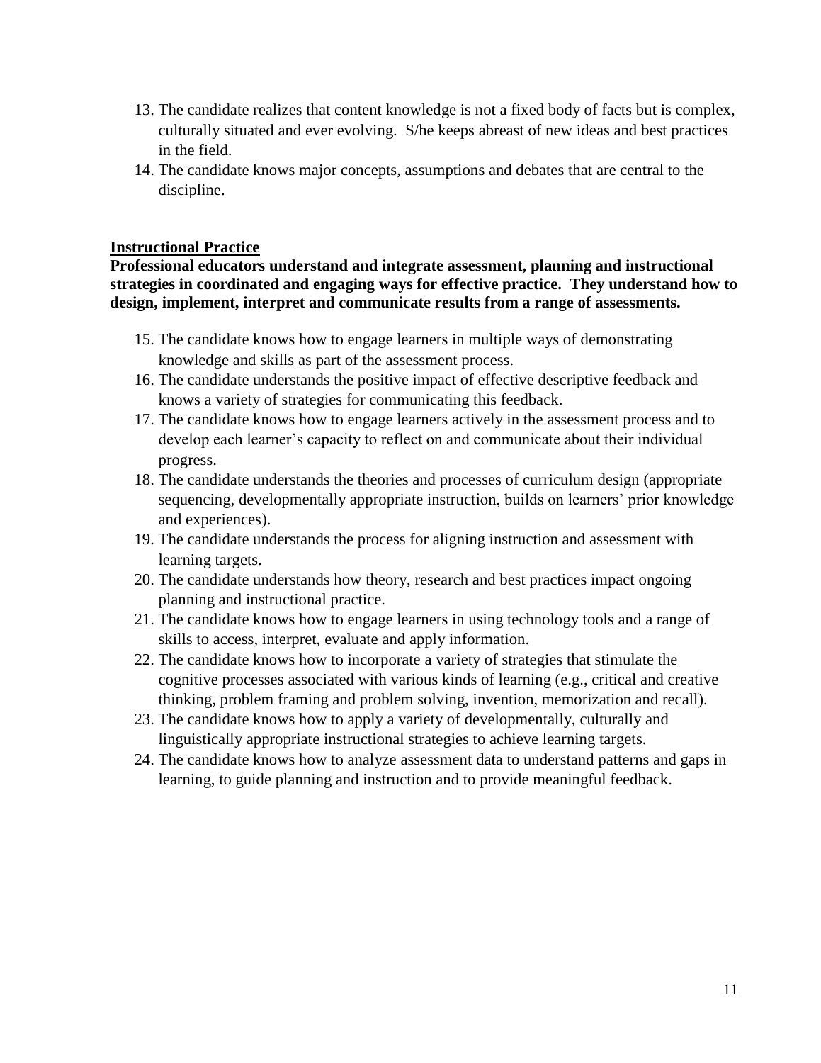13. The candidate realizes that content knowledge is not a fixed body of facts but is complex, culturally situated and ever evolving. S/he keeps abreast of new ideas and best practices in the field.
14. The candidate knows major concepts, assumptions and debates that are central to the discipline.

**<u>Instructional Practice</u>**

**Professional educators understand and integrate assessment, planning and instructional strategies in coordinated and engaging ways for effective practice. They understand how to design, implement, interpret and communicate results from a range of assessments.**

15. The candidate knows how to engage learners in multiple ways of demonstrating knowledge and skills as part of the assessment process.
16. The candidate understands the positive impact of effective descriptive feedback and knows a variety of strategies for communicating this feedback.
17. The candidate knows how to engage learners actively in the assessment process and to develop each learner's capacity to reflect on and communicate about their individual progress.
18. The candidate understands the theories and processes of curriculum design (appropriate sequencing, developmentally appropriate instruction, builds on learners' prior knowledge and experiences).
19. The candidate understands the process for aligning instruction and assessment with learning targets.
20. The candidate understands how theory, research and best practices impact ongoing planning and instructional practice.
21. The candidate knows how to engage learners in using technology tools and a range of skills to access, interpret, evaluate and apply information.
22. The candidate knows how to incorporate a variety of strategies that stimulate the cognitive processes associated with various kinds of learning (e.g., critical and creative thinking, problem framing and problem solving, invention, memorization and recall).
23. The candidate knows how to apply a variety of developmentally, culturally and linguistically appropriate instructional strategies to achieve learning targets.
24. The candidate knows how to analyze assessment data to understand patterns and gaps in learning, to guide planning and instruction and to provide meaningful feedback.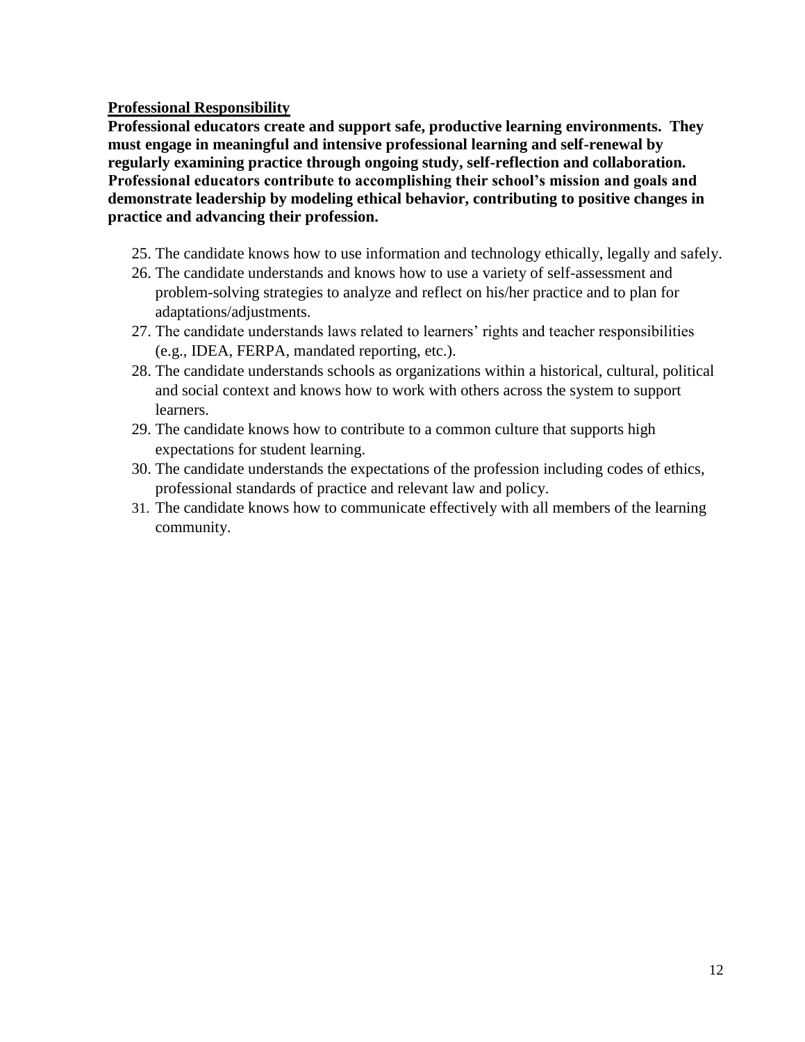**<u>Professional Responsibility</u>**

**Professional educators create and support safe, productive learning environments. They must engage in meaningful and intensive professional learning and self-renewal by regularly examining practice through ongoing study, self-reflection and collaboration. Professional educators contribute to accomplishing their school's mission and goals and demonstrate leadership by modeling ethical behavior, contributing to positive changes in practice and advancing their profession.**

25. The candidate knows how to use information and technology ethically, legally and safely.
26. The candidate understands and knows how to use a variety of self-assessment and problem-solving strategies to analyze and reflect on his/her practice and to plan for adaptations/adjustments.
27. The candidate understands laws related to learners' rights and teacher responsibilities (e.g., IDEA, FERPA, mandated reporting, etc.).
28. The candidate understands schools as organizations within a historical, cultural, political and social context and knows how to work with others across the system to support learners.
29. The candidate knows how to contribute to a common culture that supports high expectations for student learning.
30. The candidate understands the expectations of the profession including codes of ethics, professional standards of practice and relevant law and policy.
31. The candidate knows how to communicate effectively with all members of the learning community.